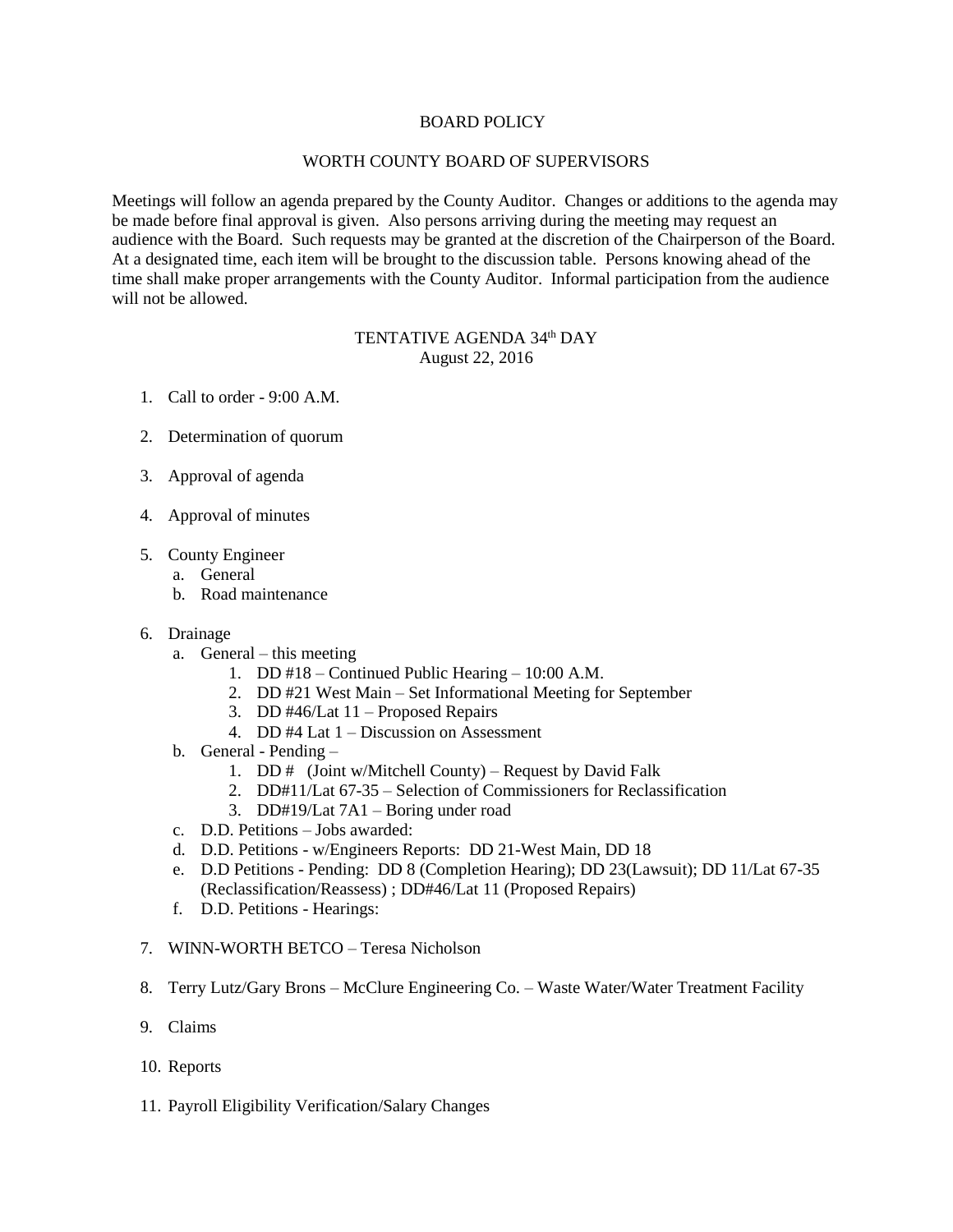# BOARD POLICY

## WORTH COUNTY BOARD OF SUPERVISORS

Meetings will follow an agenda prepared by the County Auditor. Changes or additions to the agenda may be made before final approval is given. Also persons arriving during the meeting may request an audience with the Board. Such requests may be granted at the discretion of the Chairperson of the Board. At a designated time, each item will be brought to the discussion table. Persons knowing ahead of the time shall make proper arrangements with the County Auditor. Informal participation from the audience will not be allowed.

## TENTATIVE AGENDA 34th DAY
August 22, 2016

1. Call to order - 9:00 A.M.

2. Determination of quorum

3. Approval of agenda

4. Approval of minutes

5. County Engineer
   a. General
   b. Road maintenance

6. Drainage
   a. General – this meeting
      1. DD #18 – Continued Public Hearing – 10:00 A.M.
      2. DD #21 West Main – Set Informational Meeting for September
      3. DD #46/Lat 11 – Proposed Repairs
      4. DD #4 Lat 1 – Discussion on Assessment
   b. General - Pending –
      1. DD # (Joint w/Mitchell County) – Request by David Falk
      2. DD#11/Lat 67-35 – Selection of Commissioners for Reclassification
      3. DD#19/Lat 7A1 – Boring under road
   c. D.D. Petitions – Jobs awarded:
   d. D.D. Petitions - w/Engineers Reports: DD 21-West Main, DD 18
   e. D.D Petitions - Pending: DD 8 (Completion Hearing); DD 23(Lawsuit); DD 11/Lat 67-35 (Reclassification/Reassess) ; DD#46/Lat 11 (Proposed Repairs)
   f. D.D. Petitions - Hearings:

7. WINN-WORTH BETCO – Teresa Nicholson

8. Terry Lutz/Gary Brons – McClure Engineering Co. – Waste Water/Water Treatment Facility

9. Claims

10. Reports

11. Payroll Eligibility Verification/Salary Changes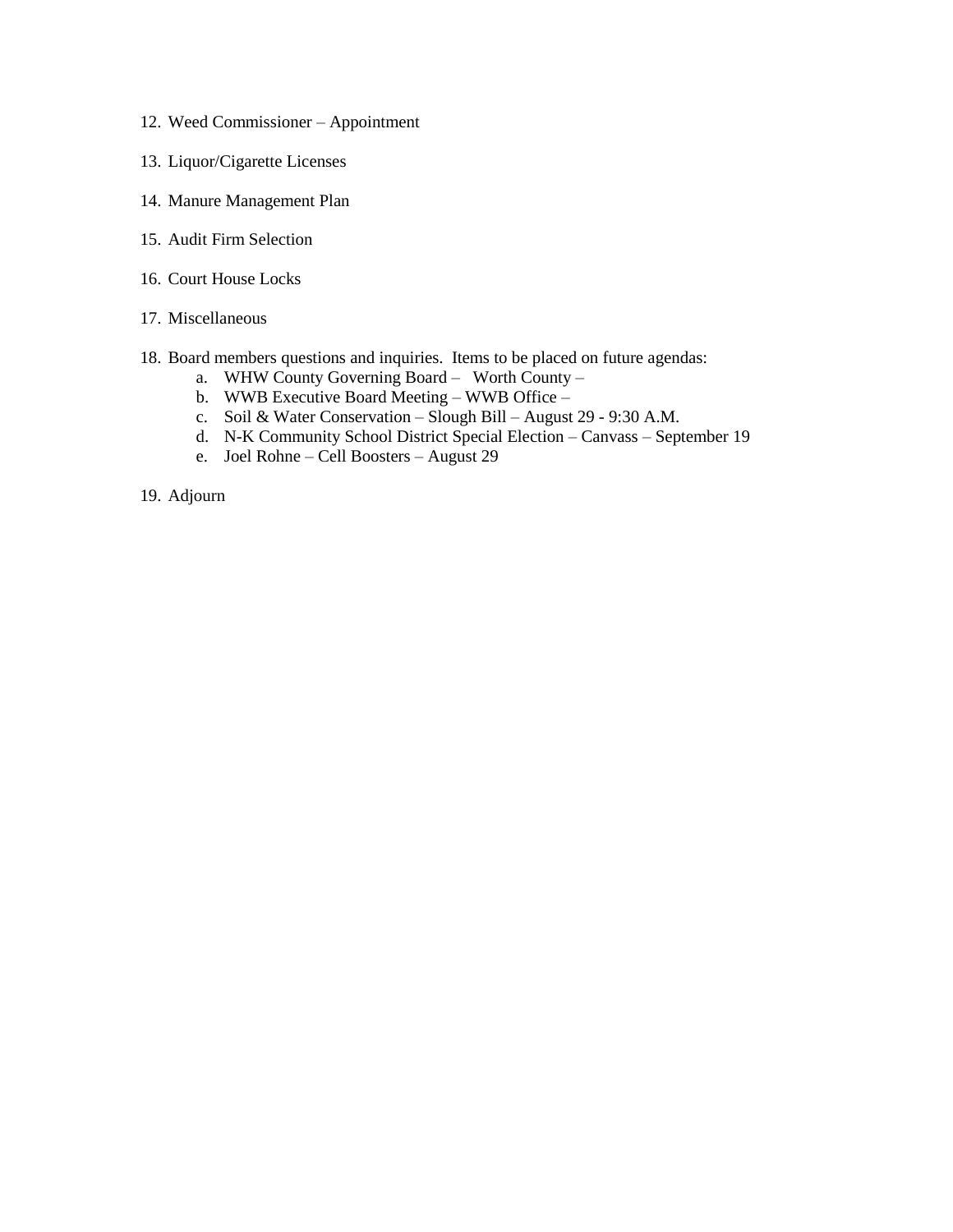12. Weed Commissioner – Appointment

13. Liquor/Cigarette Licenses

14. Manure Management Plan

15. Audit Firm Selection

16. Court House Locks

17. Miscellaneous

18. Board members questions and inquiries. Items to be placed on future agendas:
    a. WHW County Governing Board – Worth County –
    b. WWB Executive Board Meeting – WWB Office –
    c. Soil & Water Conservation – Slough Bill – August 29 - 9:30 A.M.
    d. N-K Community School District Special Election – Canvass – September 19
    e. Joel Rohne – Cell Boosters – August 29

19. Adjourn